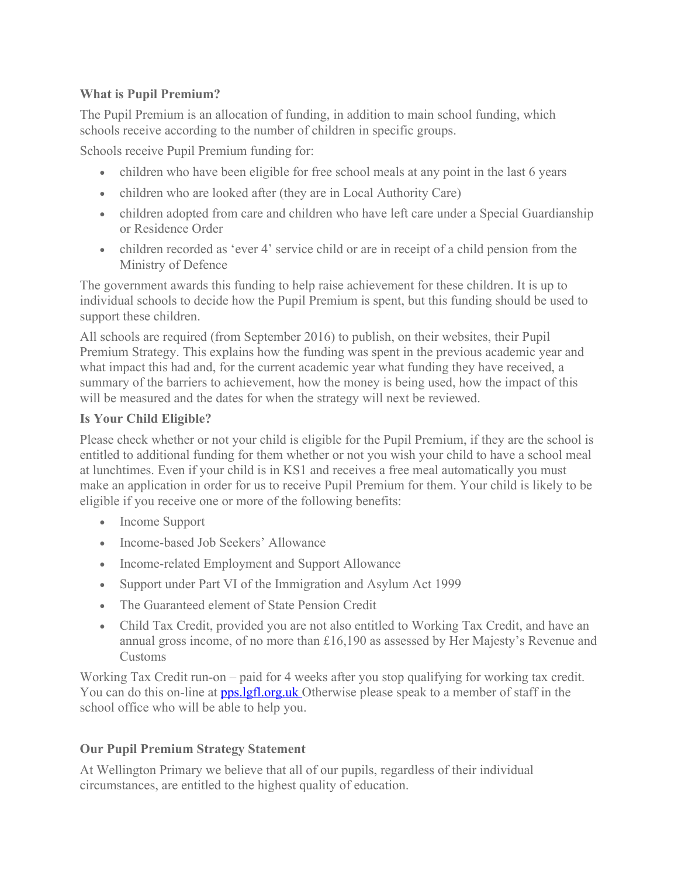## What is Pupil Premium?

The Pupil Premium is an allocation of funding, in addition to main school funding, which schools receive according to the number of children in specific groups.

Schools receive Pupil Premium funding for:

- children who have been eligible for free school meals at any point in the last 6 years
- children who are looked after (they are in Local Authority Care)
- children adopted from care and children who have left care under a Special Guardianship or Residence Order
- children recorded as 'ever 4' service child or are in receipt of a child pension from the Ministry of Defence

The government awards this funding to help raise achievement for these children. It is up to individual schools to decide how the Pupil Premium is spent, but this funding should be used to support these children.

All schools are required (from September 2016) to publish, on their websites, their Pupil Premium Strategy. This explains how the funding was spent in the previous academic year and what impact this had and, for the current academic year what funding they have received, a summary of the barriers to achievement, how the money is being used, how the impact of this will be measured and the dates for when the strategy will next be reviewed.

## Is Your Child Eligible?

Please check whether or not your child is eligible for the Pupil Premium, if they are the school is entitled to additional funding for them whether or not you wish your child to have a school meal at lunchtimes. Even if your child is in KS1 and receives a free meal automatically you must make an application in order for us to receive Pupil Premium for them. Your child is likely to be eligible if you receive one or more of the following benefits:

- Income Support
- Income-based Job Seekers' Allowance
- Income-related Employment and Support Allowance
- Support under Part VI of the Immigration and Asylum Act 1999
- The Guaranteed element of State Pension Credit
- Child Tax Credit, provided you are not also entitled to Working Tax Credit, and have an annual gross income, of no more than £16,190 as assessed by Her Majesty's Revenue and Customs

Working Tax Credit run-on – paid for 4 weeks after you stop qualifying for working tax credit. You can do this on-line at [pps.lgfl.org.uk](pps.lgfl.org.uk) Otherwise please speak to a member of staff in the school office who will be able to help you.

## Our Pupil Premium Strategy Statement

At Wellington Primary we believe that all of our pupils, regardless of their individual circumstances, are entitled to the highest quality of education.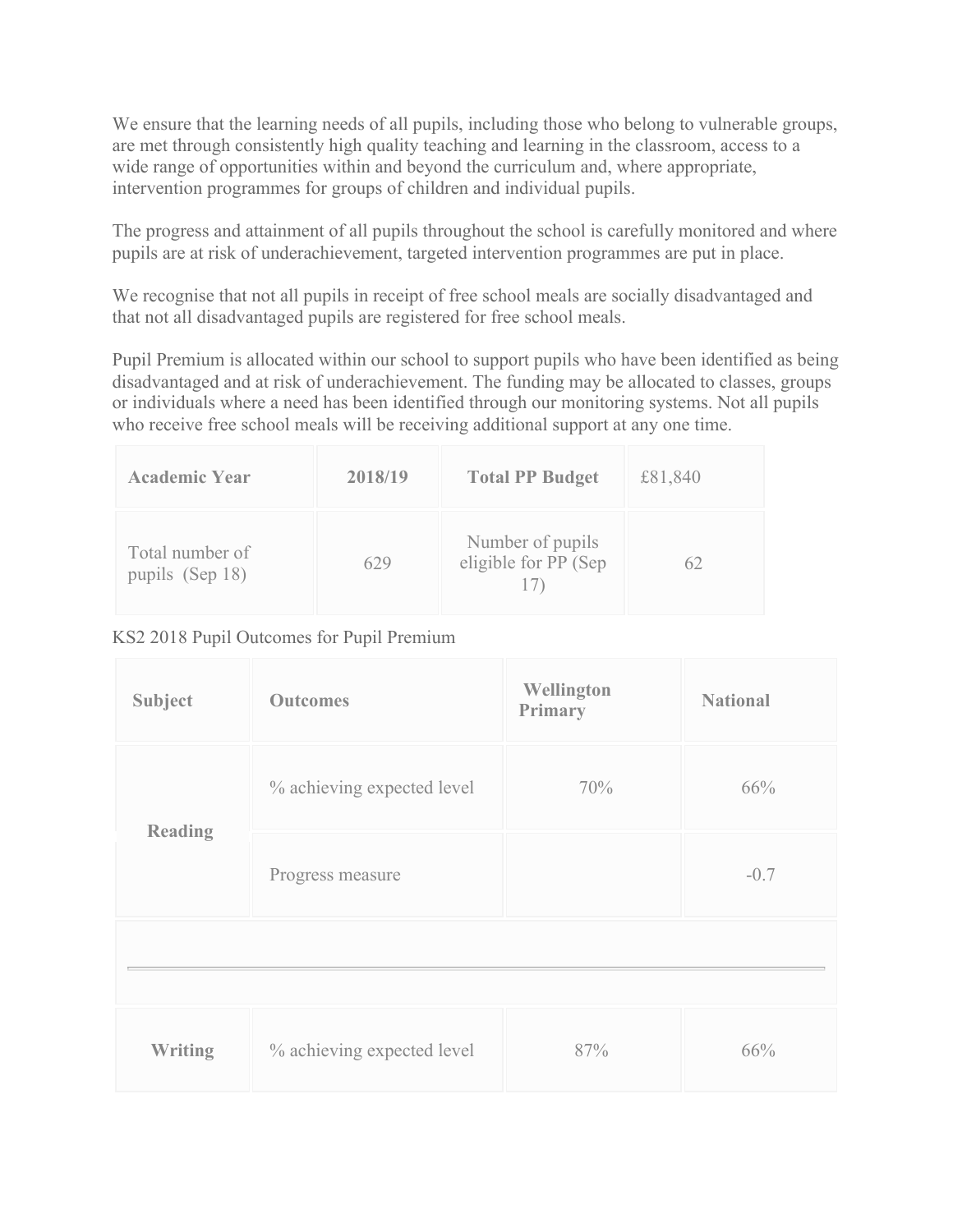We ensure that the learning needs of all pupils, including those who belong to vulnerable groups, are met through consistently high quality teaching and learning in the classroom, access to a wide range of opportunities within and beyond the curriculum and, where appropriate, intervention programmes for groups of children and individual pupils.

The progress and attainment of all pupils throughout the school is carefully monitored and where pupils are at risk of underachievement, targeted intervention programmes are put in place.

We recognise that not all pupils in receipt of free school meals are socially disadvantaged and that not all disadvantaged pupils are registered for free school meals.

Pupil Premium is allocated within our school to support pupils who have been identified as being disadvantaged and at risk of underachievement. The funding may be allocated to classes, groups or individuals where a need has been identified through our monitoring systems. Not all pupils who receive free school meals will be receiving additional support at any one time.

| **Academic Year** | **2018/19** | **Total PP Budget** | £81,840 |
|---|---|---|---|
| Total number of pupils (Sep 18) | 629 | Number of pupils eligible for PP (Sep 17) | 62 |

KS2 2018 Pupil Outcomes for Pupil Premium

| **Subject** | **Outcomes** | **Wellington Primary** | **National** |
|---|---|---|---|
| **Reading** | % achieving expected level | 70% | 66% |
| | Progress measure | | -0.7 |
| | | | |
| **Writing** | % achieving expected level | 87% | 66% |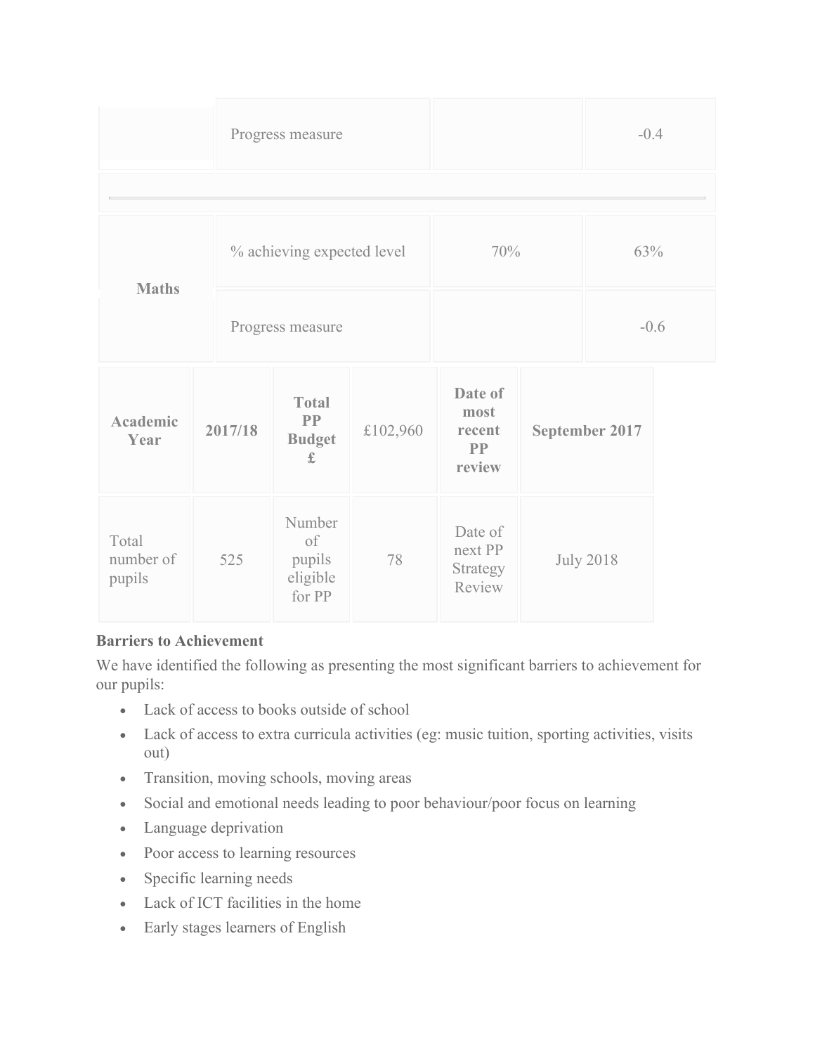| | | | |
|---|---|---|---|
| | Progress measure | | -0.4 |
| | | | |
| **Maths** | % achieving expected level | 70% | 63% |
| | Progress measure | | -0.6 |

| **Academic Year** | **2017/18** | **Total PP Budget £** | £102,960 | **Date of most recent PP review** | **September 2017** |
|---|---|---|---|---|---|
| Total number of pupils | 525 | Number of pupils eligible for PP | 78 | Date of next PP Strategy Review | July 2018 |

**Barriers to Achievement**

We have identified the following as presenting the most significant barriers to achievement for our pupils:

- Lack of access to books outside of school
- Lack of access to extra curricula activities (eg: music tuition, sporting activities, visits out)
- Transition, moving schools, moving areas
- Social and emotional needs leading to poor behaviour/poor focus on learning
- Language deprivation
- Poor access to learning resources
- Specific learning needs
- Lack of ICT facilities in the home
- Early stages learners of English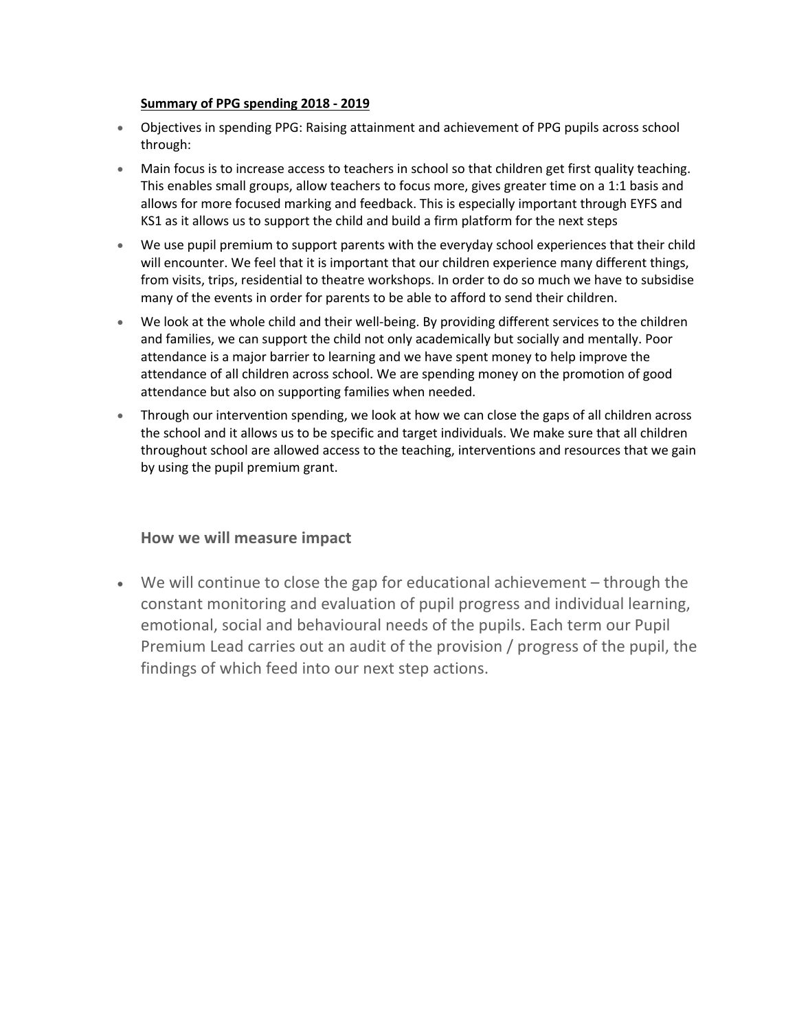**Summary of PPG spending 2018 - 2019**

- Objectives in spending PPG: Raising attainment and achievement of PPG pupils across school through:
- Main focus is to increase access to teachers in school so that children get first quality teaching. This enables small groups, allow teachers to focus more, gives greater time on a 1:1 basis and allows for more focused marking and feedback. This is especially important through EYFS and KS1 as it allows us to support the child and build a firm platform for the next steps
- We use pupil premium to support parents with the everyday school experiences that their child will encounter. We feel that it is important that our children experience many different things, from visits, trips, residential to theatre workshops. In order to do so much we have to subsidise many of the events in order for parents to be able to afford to send their children.
- We look at the whole child and their well-being. By providing different services to the children and families, we can support the child not only academically but socially and mentally. Poor attendance is a major barrier to learning and we have spent money to help improve the attendance of all children across school. We are spending money on the promotion of good attendance but also on supporting families when needed.
- Through our intervention spending, we look at how we can close the gaps of all children across the school and it allows us to be specific and target individuals. We make sure that all children throughout school are allowed access to the teaching, interventions and resources that we gain by using the pupil premium grant.

## How we will measure impact

- We will continue to close the gap for educational achievement – through the constant monitoring and evaluation of pupil progress and individual learning, emotional, social and behavioural needs of the pupils. Each term our Pupil Premium Lead carries out an audit of the provision / progress of the pupil, the findings of which feed into our next step actions.